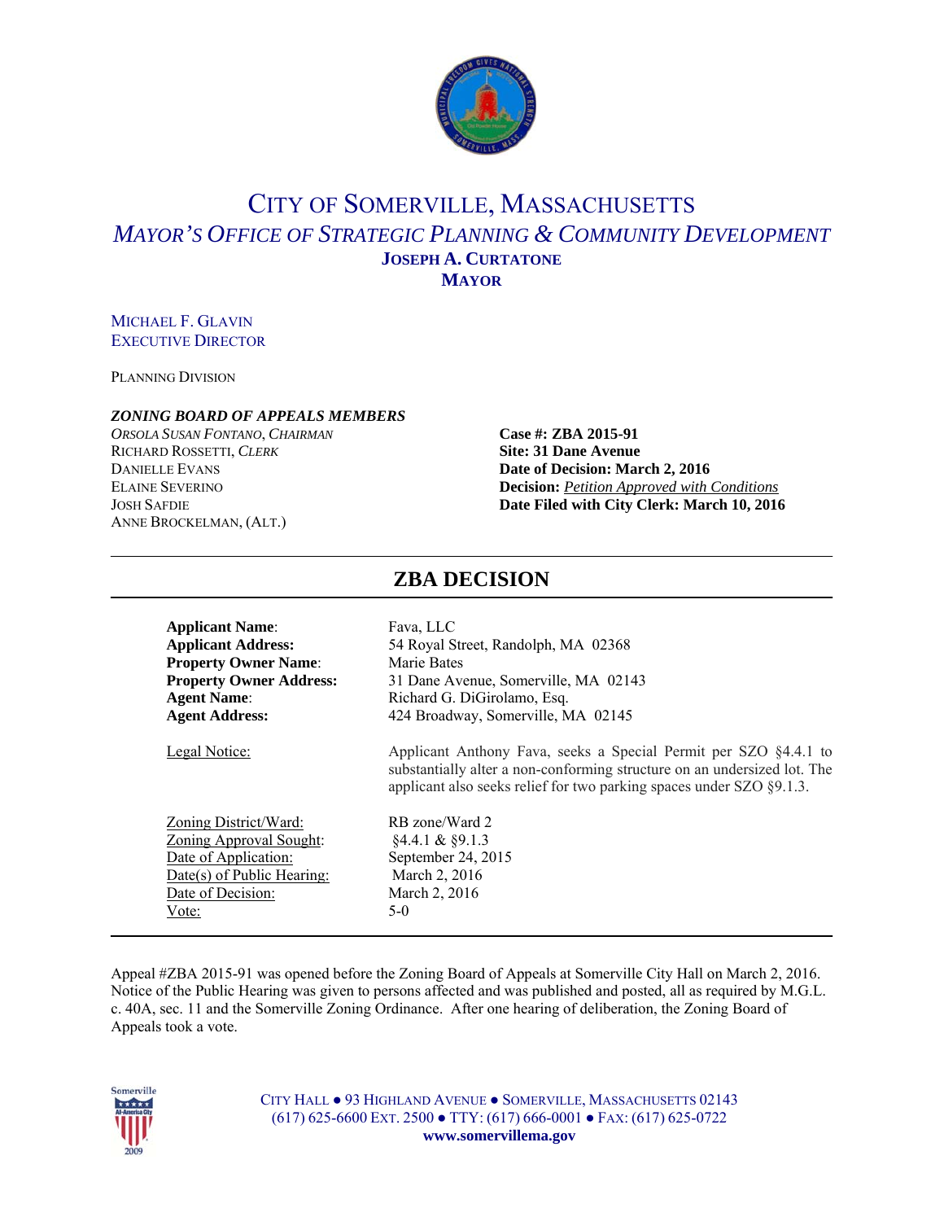# CITY OF SOMERVILLE, MASSACHUSETTS

## *MAYOR'S OFFICE OF STRATEGIC PLANNING & COMMUNITY DEVELOPMENT*

**JOSEPH A. CURTATONE**
**MAYOR**

MICHAEL F. GLAVIN
EXECUTIVE DIRECTOR

PLANNING DIVISION

***ZONING BOARD OF APPEALS MEMBERS***

*ORSOLA SUSAN FONTANO, CHAIRMAN*
RICHARD ROSSETTI, *CLERK*
DANIELLE EVANS
ELAINE SEVERINO
JOSH SAFDIE
ANNE BROCKELMAN, (ALT.)

**Case #: ZBA 2015-91**
**Site: 31 Dane Avenue**
**Date of Decision: March 2, 2016**
**Decision:** *Petition Approved with Conditions*
**Date Filed with City Clerk: March 10, 2016**

## ZBA DECISION

**Applicant Name**: Fava, LLC
**Applicant Address:** 54 Royal Street, Randolph, MA 02368
**Property Owner Name**: Marie Bates
**Property Owner Address:** 31 Dane Avenue, Somerville, MA 02143
**Agent Name**: Richard G. DiGirolamo, Esq.
**Agent Address:** 424 Broadway, Somerville, MA 02145

Legal Notice: Applicant Anthony Fava, seeks a Special Permit per SZO §4.4.1 to substantially alter a non-conforming structure on an undersized lot. The applicant also seeks relief for two parking spaces under SZO §9.1.3.

Zoning District/Ward: RB zone/Ward 2
Zoning Approval Sought: §4.4.1 & §9.1.3
Date of Application: September 24, 2015
Date(s) of Public Hearing: March 2, 2016
Date of Decision: March 2, 2016
Vote: 5-0

Appeal #ZBA 2015-91 was opened before the Zoning Board of Appeals at Somerville City Hall on March 2, 2016. Notice of the Public Hearing was given to persons affected and was published and posted, all as required by M.G.L. c. 40A, sec. 11 and the Somerville Zoning Ordinance. After one hearing of deliberation, the Zoning Board of Appeals took a vote.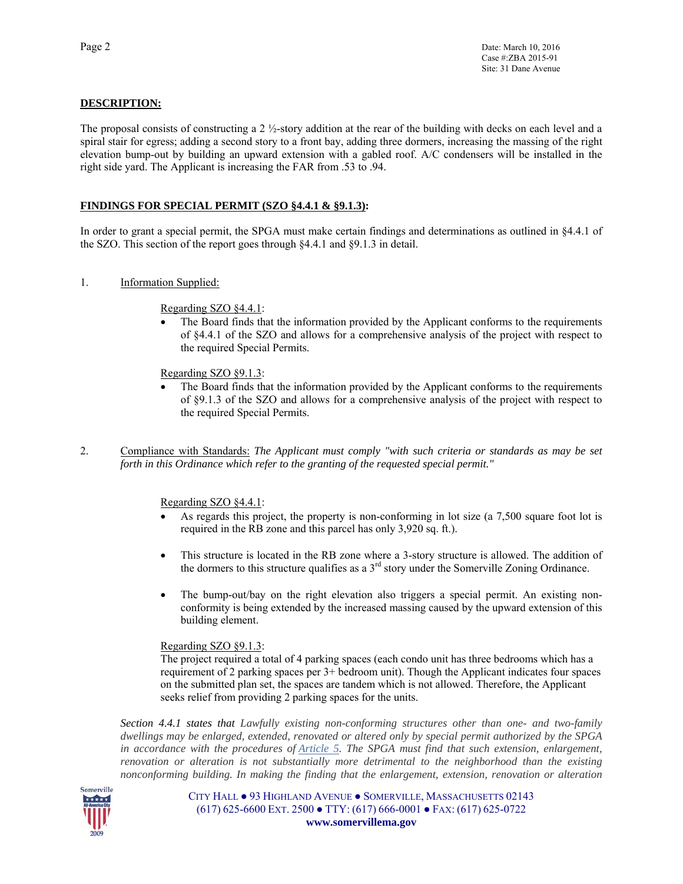**DESCRIPTION:**

The proposal consists of constructing a 2 ½-story addition at the rear of the building with decks on each level and a spiral stair for egress; adding a second story to a front bay, adding three dormers, increasing the massing of the right elevation bump-out by building an upward extension with a gabled roof. A/C condensers will be installed in the right side yard. The Applicant is increasing the FAR from .53 to .94.

**FINDINGS FOR SPECIAL PERMIT (SZO §4.4.1 & §9.1.3):**

In order to grant a special permit, the SPGA must make certain findings and determinations as outlined in §4.4.1 of the SZO. This section of the report goes through §4.4.1 and §9.1.3 in detail.

1. Information Supplied:

   Regarding SZO §4.4.1:
   - The Board finds that the information provided by the Applicant conforms to the requirements of §4.4.1 of the SZO and allows for a comprehensive analysis of the project with respect to the required Special Permits.

   Regarding SZO §9.1.3:
   - The Board finds that the information provided by the Applicant conforms to the requirements of §9.1.3 of the SZO and allows for a comprehensive analysis of the project with respect to the required Special Permits.

2. Compliance with Standards: *The Applicant must comply "with such criteria or standards as may be set forth in this Ordinance which refer to the granting of the requested special permit."*

   Regarding SZO §4.4.1:
   - As regards this project, the property is non-conforming in lot size (a 7,500 square foot lot is required in the RB zone and this parcel has only 3,920 sq. ft.).
   - This structure is located in the RB zone where a 3-story structure is allowed. The addition of the dormers to this structure qualifies as a 3rd story under the Somerville Zoning Ordinance.
   - The bump-out/bay on the right elevation also triggers a special permit. An existing non-conformity is being extended by the increased massing caused by the upward extension of this building element.

   Regarding SZO §9.1.3:
   The project required a total of 4 parking spaces (each condo unit has three bedrooms which has a requirement of 2 parking spaces per 3+ bedroom unit). Though the Applicant indicates four spaces on the submitted plan set, the spaces are tandem which is not allowed. Therefore, the Applicant seeks relief from providing 2 parking spaces for the units.

   *Section 4.4.1 states that Lawfully existing non-conforming structures other than one- and two-family dwellings may be enlarged, extended, renovated or altered only by special permit authorized by the SPGA in accordance with the procedures of Article 5. The SPGA must find that such extension, enlargement, renovation or alteration is not substantially more detrimental to the neighborhood than the existing nonconforming building. In making the finding that the enlargement, extension, renovation or alteration*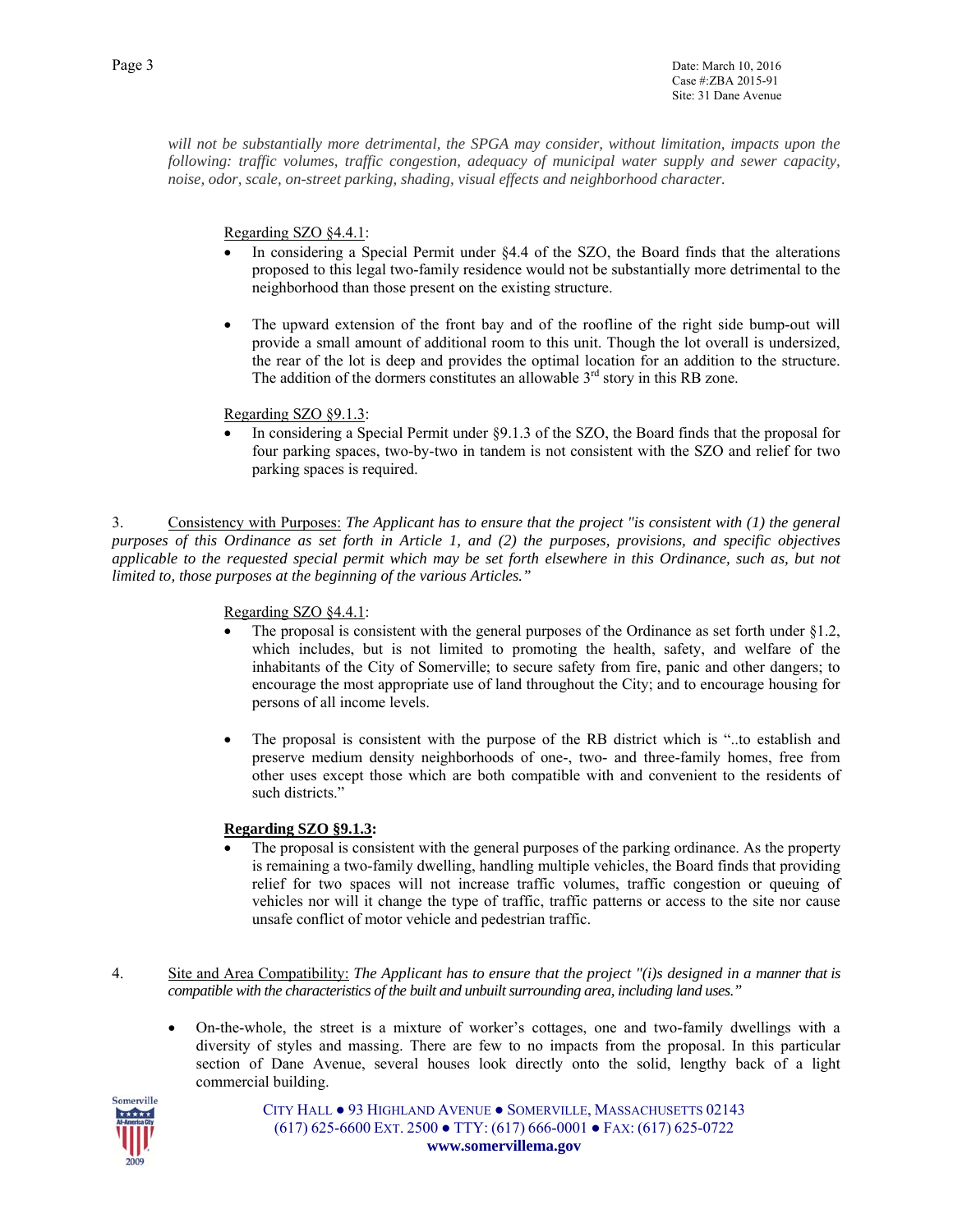*will not be substantially more detrimental, the SPGA may consider, without limitation, impacts upon the following: traffic volumes, traffic congestion, adequacy of municipal water supply and sewer capacity, noise, odor, scale, on-street parking, shading, visual effects and neighborhood character.*

Regarding SZO §4.4.1:

- In considering a Special Permit under §4.4 of the SZO, the Board finds that the alterations proposed to this legal two-family residence would not be substantially more detrimental to the neighborhood than those present on the existing structure.
- The upward extension of the front bay and of the roofline of the right side bump-out will provide a small amount of additional room to this unit. Though the lot overall is undersized, the rear of the lot is deep and provides the optimal location for an addition to the structure. The addition of the dormers constitutes an allowable 3rd story in this RB zone.

Regarding SZO §9.1.3:

- In considering a Special Permit under §9.1.3 of the SZO, the Board finds that the proposal for four parking spaces, two-by-two in tandem is not consistent with the SZO and relief for two parking spaces is required.

3. Consistency with Purposes: *The Applicant has to ensure that the project "is consistent with (1) the general purposes of this Ordinance as set forth in Article 1, and (2) the purposes, provisions, and specific objectives applicable to the requested special permit which may be set forth elsewhere in this Ordinance, such as, but not limited to, those purposes at the beginning of the various Articles."*

Regarding SZO §4.4.1:

- The proposal is consistent with the general purposes of the Ordinance as set forth under §1.2, which includes, but is not limited to promoting the health, safety, and welfare of the inhabitants of the City of Somerville; to secure safety from fire, panic and other dangers; to encourage the most appropriate use of land throughout the City; and to encourage housing for persons of all income levels.
- The proposal is consistent with the purpose of the RB district which is "..to establish and preserve medium density neighborhoods of one-, two- and three-family homes, free from other uses except those which are both compatible with and convenient to the residents of such districts."

**Regarding SZO §9.1.3:**

- The proposal is consistent with the general purposes of the parking ordinance. As the property is remaining a two-family dwelling, handling multiple vehicles, the Board finds that providing relief for two spaces will not increase traffic volumes, traffic congestion or queuing of vehicles nor will it change the type of traffic, traffic patterns or access to the site nor cause unsafe conflict of motor vehicle and pedestrian traffic.

4. Site and Area Compatibility: *The Applicant has to ensure that the project "(i)s designed in a manner that is compatible with the characteristics of the built and unbuilt surrounding area, including land uses."*

- On-the-whole, the street is a mixture of worker's cottages, one and two-family dwellings with a diversity of styles and massing. There are few to no impacts from the proposal. In this particular section of Dane Avenue, several houses look directly onto the solid, lengthy back of a light commercial building.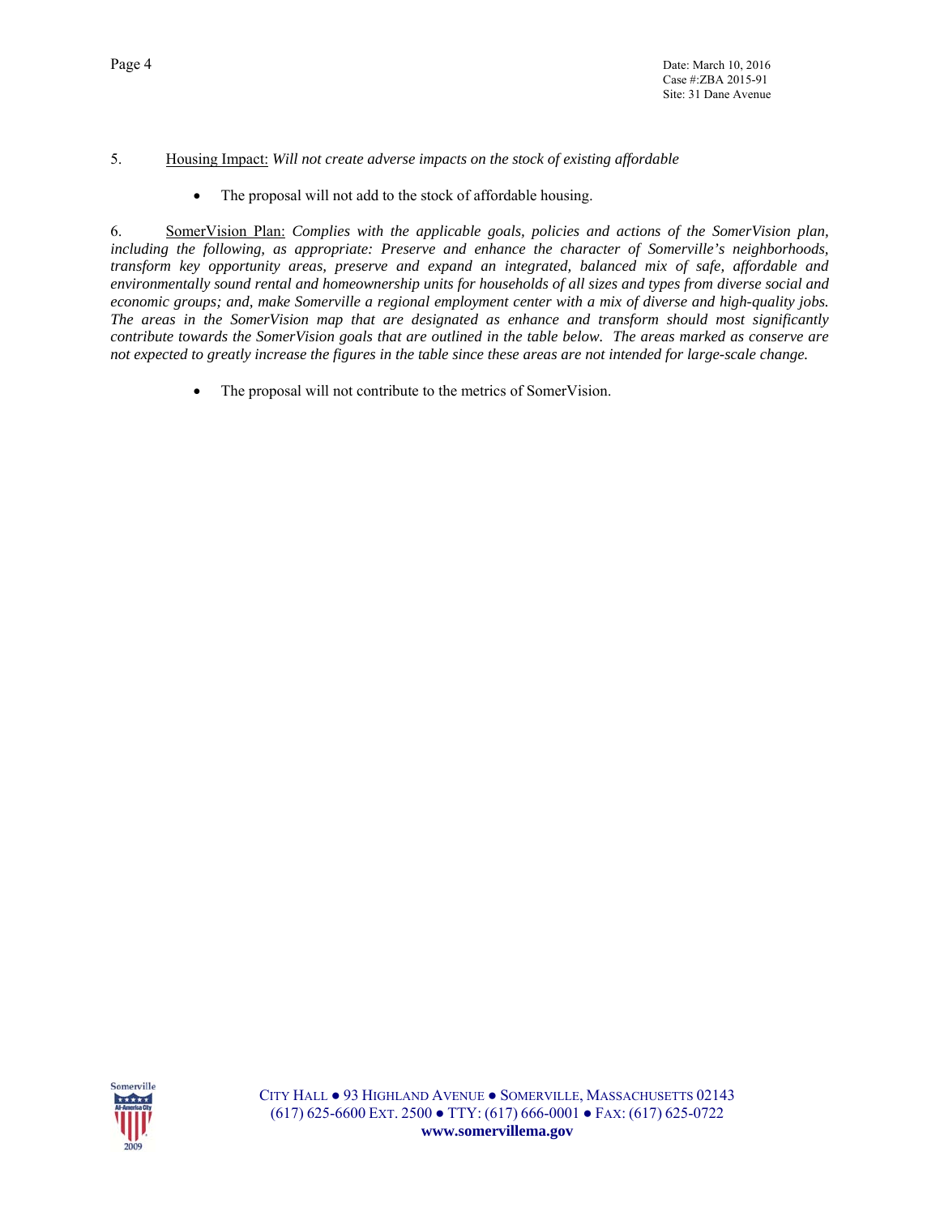5. <u>Housing Impact:</u> *Will not create adverse impacts on the stock of existing affordable*

- The proposal will not add to the stock of affordable housing.

6. <u>SomerVision Plan:</u> *Complies with the applicable goals, policies and actions of the SomerVision plan, including the following, as appropriate: Preserve and enhance the character of Somerville's neighborhoods, transform key opportunity areas, preserve and expand an integrated, balanced mix of safe, affordable and environmentally sound rental and homeownership units for households of all sizes and types from diverse social and economic groups; and, make Somerville a regional employment center with a mix of diverse and high-quality jobs. The areas in the SomerVision map that are designated as enhance and transform should most significantly contribute towards the SomerVision goals that are outlined in the table below. The areas marked as conserve are not expected to greatly increase the figures in the table since these areas are not intended for large-scale change.*

- The proposal will not contribute to the metrics of SomerVision.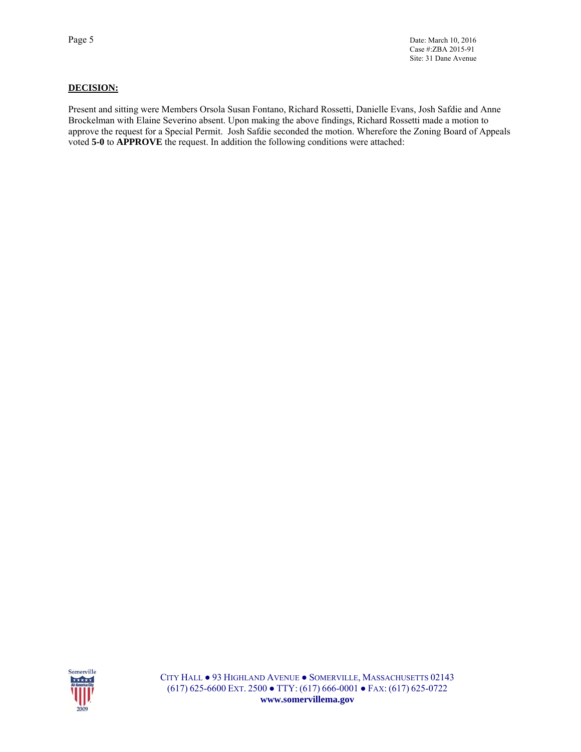**DECISION:**

Present and sitting were Members Orsola Susan Fontano, Richard Rossetti, Danielle Evans, Josh Safdie and Anne Brockelman with Elaine Severino absent. Upon making the above findings, Richard Rossetti made a motion to approve the request for a Special Permit. Josh Safdie seconded the motion. Wherefore the Zoning Board of Appeals voted **5-0** to **APPROVE** the request. In addition the following conditions were attached: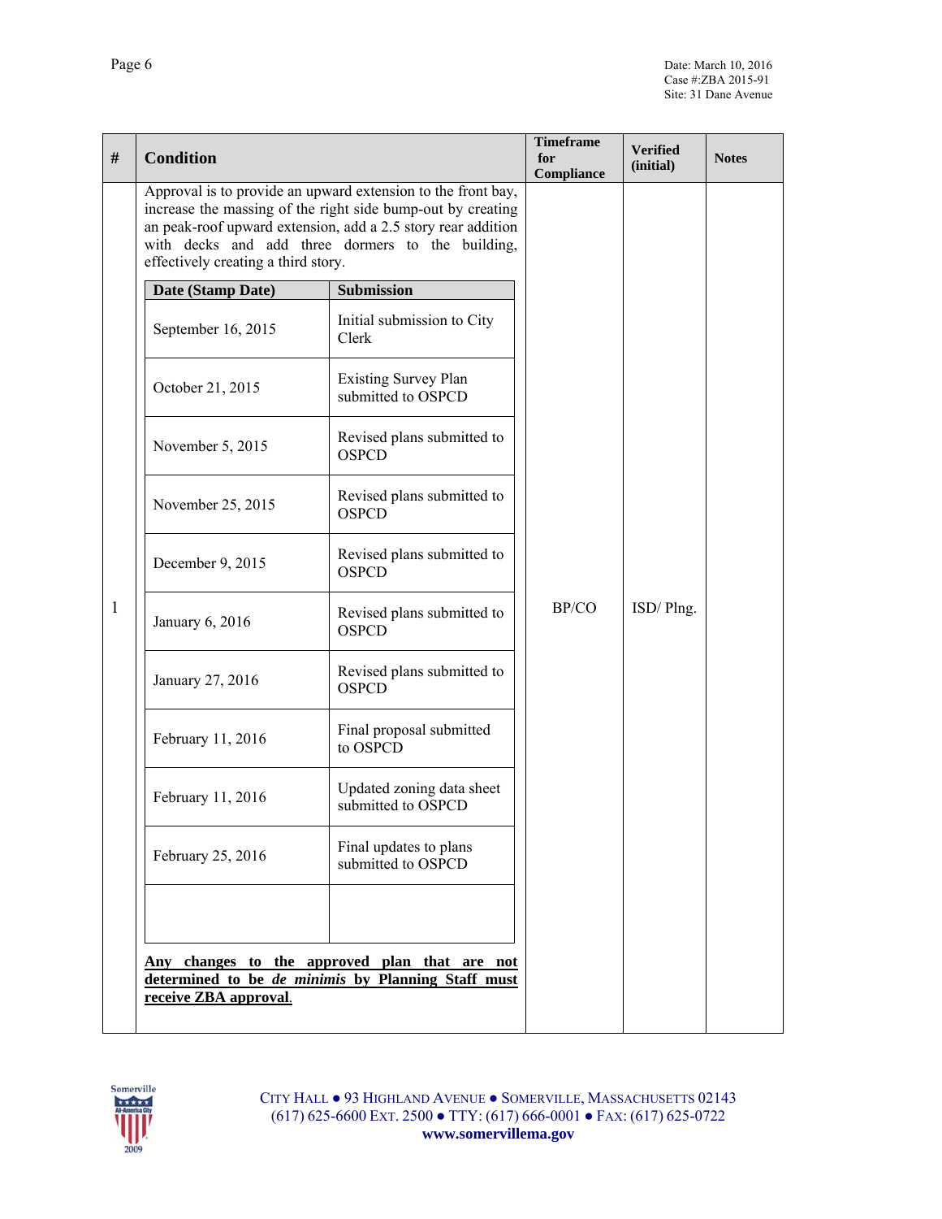| # | Condition | Timeframe for Compliance | Verified (initial) | Notes |
|---|---|---|---|---|
| 1 | Approval is to provide an upward extension to the front bay, increase the massing of the right side bump-out by creating an peak-roof upward extension, add a 2.5 story rear addition with decks and add three dormers to the building, effectively creating a third story.<br><br>**Date (Stamp Date)** — **Submission**<br>September 16, 2015 — Initial submission to City Clerk<br>October 21, 2015 — Existing Survey Plan submitted to OSPCD<br>November 5, 2015 — Revised plans submitted to OSPCD<br>November 25, 2015 — Revised plans submitted to OSPCD<br>December 9, 2015 — Revised plans submitted to OSPCD<br>January 6, 2016 — Revised plans submitted to OSPCD<br>January 27, 2016 — Revised plans submitted to OSPCD<br>February 11, 2016 — Final proposal submitted to OSPCD<br>February 11, 2016 — Updated zoning data sheet submitted to OSPCD<br>February 25, 2016 — Final updates to plans submitted to OSPCD<br><br>**Any changes to the approved plan that are not determined to be *de minimis* by Planning Staff must receive ZBA approval.** | BP/CO | ISD/ Plng. | |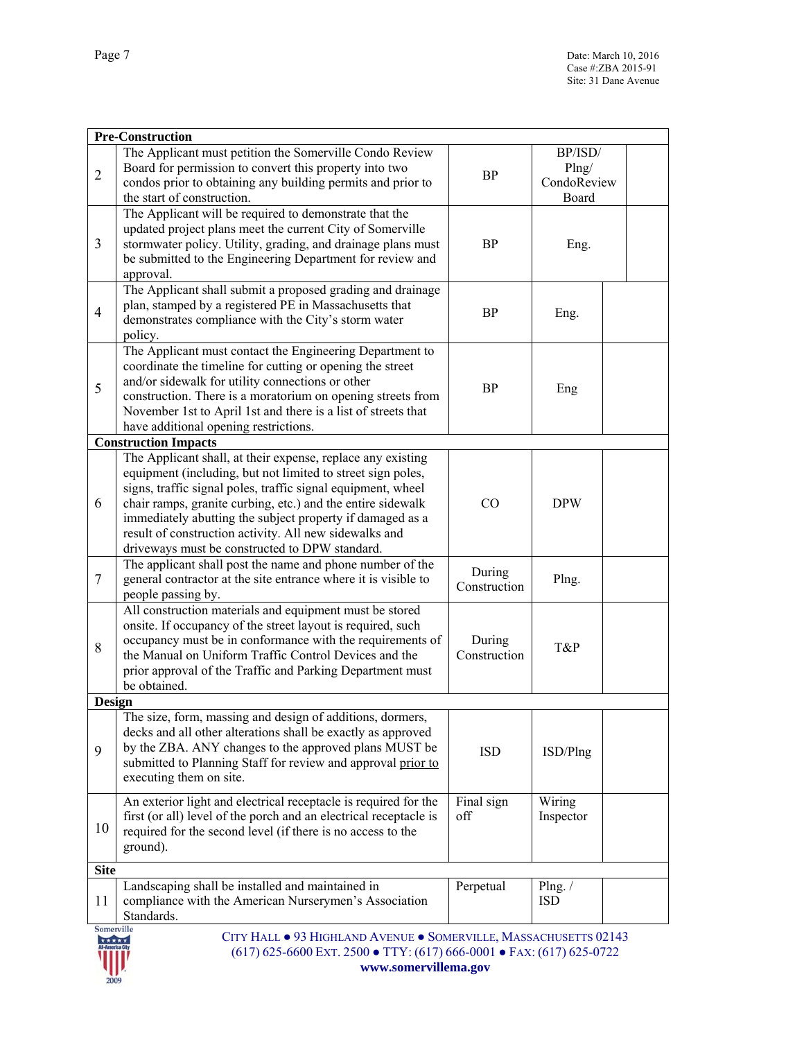| | | | | |
|---|---|---|---|---|
| **Pre-Construction** | | | | |
| 2 | The Applicant must petition the Somerville Condo Review Board for permission to convert this property into two condos prior to obtaining any building permits and prior to the start of construction. | BP | BP/ISD/ Plng/ CondoReview Board | |
| 3 | The Applicant will be required to demonstrate that the updated project plans meet the current City of Somerville stormwater policy. Utility, grading, and drainage plans must be submitted to the Engineering Department for review and approval. | BP | Eng. | |
| 4 | The Applicant shall submit a proposed grading and drainage plan, stamped by a registered PE in Massachusetts that demonstrates compliance with the City's storm water policy. | BP | Eng. | |
| 5 | The Applicant must contact the Engineering Department to coordinate the timeline for cutting or opening the street and/or sidewalk for utility connections or other construction. There is a moratorium on opening streets from November 1st to April 1st and there is a list of streets that have additional opening restrictions. | BP | Eng | |
| **Construction Impacts** | | | | |
| 6 | The Applicant shall, at their expense, replace any existing equipment (including, but not limited to street sign poles, signs, traffic signal poles, traffic signal equipment, wheel chair ramps, granite curbing, etc.) and the entire sidewalk immediately abutting the subject property if damaged as a result of construction activity. All new sidewalks and driveways must be constructed to DPW standard. | CO | DPW | |
| 7 | The applicant shall post the name and phone number of the general contractor at the site entrance where it is visible to people passing by. | During Construction | Plng. | |
| 8 | All construction materials and equipment must be stored onsite. If occupancy of the street layout is required, such occupancy must be in conformance with the requirements of the Manual on Uniform Traffic Control Devices and the prior approval of the Traffic and Parking Department must be obtained. | During Construction | T&P | |
| **Design** | | | | |
| 9 | The size, form, massing and design of additions, dormers, decks and all other alterations shall be exactly as approved by the ZBA. ANY changes to the approved plans MUST be submitted to Planning Staff for review and approval prior to executing them on site. | ISD | ISD/Plng | |
| 10 | An exterior light and electrical receptacle is required for the first (or all) level of the porch and an electrical receptacle is required for the second level (if there is no access to the ground). | Final sign off | Wiring Inspector | |
| **Site** | | | | |
| 11 | Landscaping shall be installed and maintained in compliance with the American Nurserymen's Association Standards. | Perpetual | Plng. / ISD | |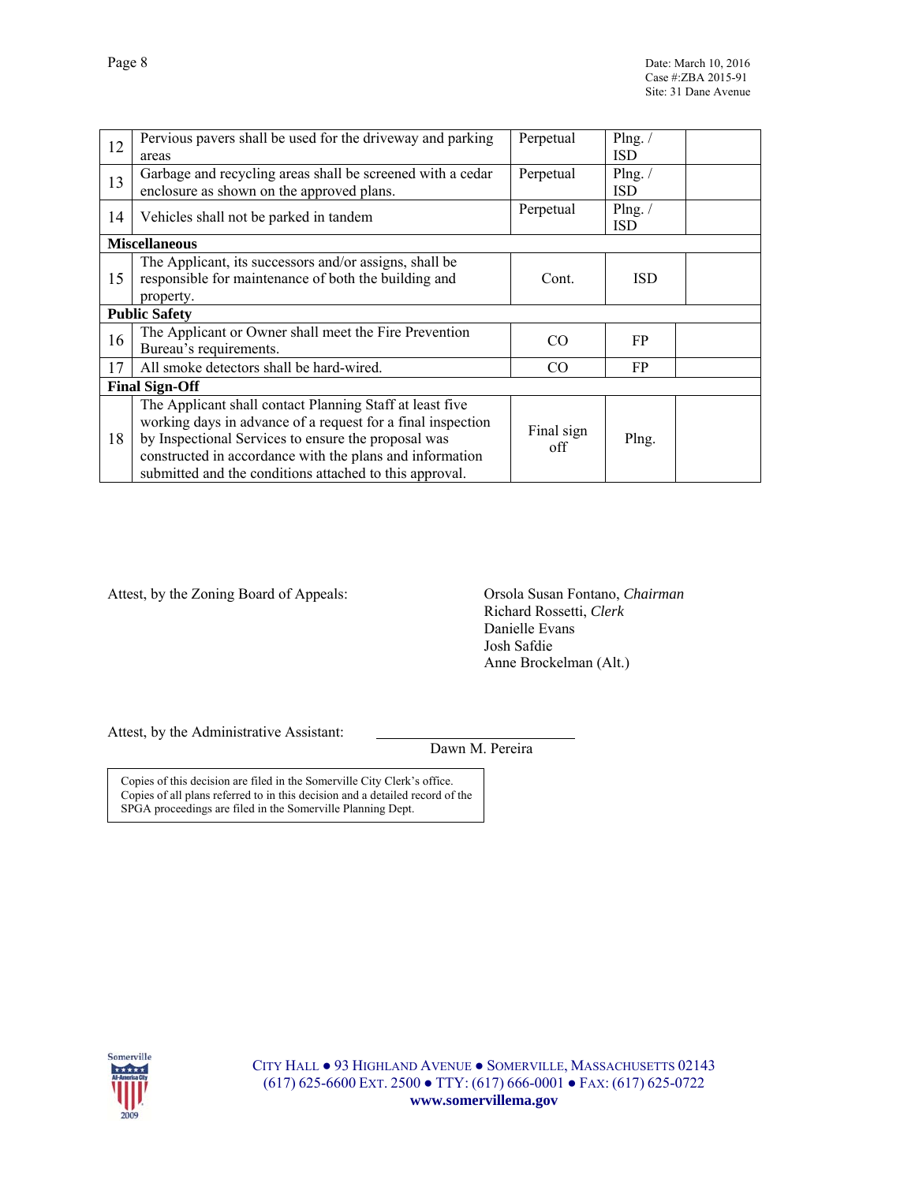| | | | | |
|---|---|---|---|---|
| 12 | Pervious pavers shall be used for the driveway and parking areas | Perpetual | Plng. / ISD | |
| 13 | Garbage and recycling areas shall be screened with a cedar enclosure as shown on the approved plans. | Perpetual | Plng. / ISD | |
| 14 | Vehicles shall not be parked in tandem | Perpetual | Plng. / ISD | |
| **Miscellaneous** | | | | |
| 15 | The Applicant, its successors and/or assigns, shall be responsible for maintenance of both the building and property. | Cont. | ISD | |
| **Public Safety** | | | | |
| 16 | The Applicant or Owner shall meet the Fire Prevention Bureau's requirements. | CO | FP | |
| 17 | All smoke detectors shall be hard-wired. | CO | FP | |
| **Final Sign-Off** | | | | |
| 18 | The Applicant shall contact Planning Staff at least five working days in advance of a request for a final inspection by Inspectional Services to ensure the proposal was constructed in accordance with the plans and information submitted and the conditions attached to this approval. | Final sign off | Plng. | |

Attest, by the Zoning Board of Appeals:

Orsola Susan Fontano, *Chairman*
Richard Rossetti, *Clerk*
Danielle Evans
Josh Safdie
Anne Brockelman (Alt.)

Attest, by the Administrative Assistant: ______________________
Dawn M. Pereira

Copies of this decision are filed in the Somerville City Clerk's office.
Copies of all plans referred to in this decision and a detailed record of the SPGA proceedings are filed in the Somerville Planning Dept.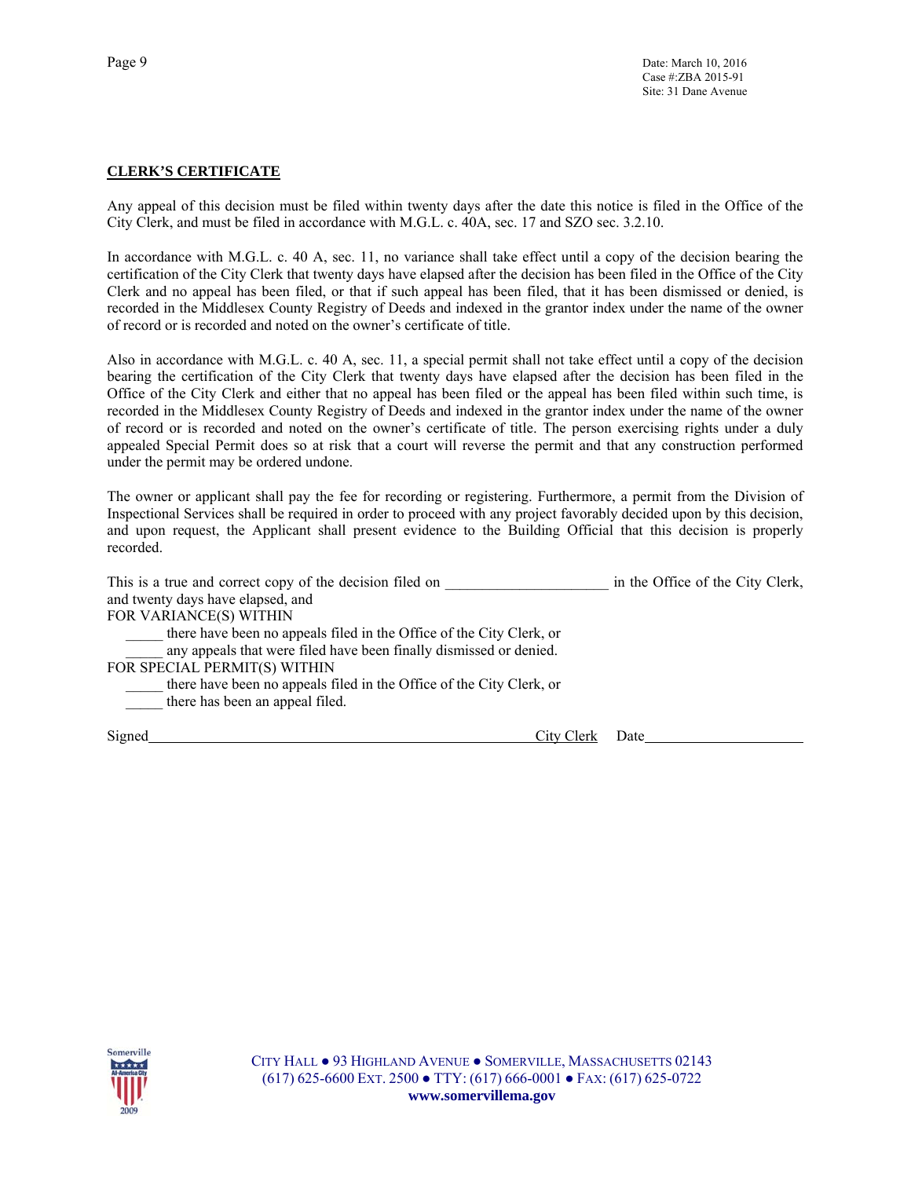**CLERK'S CERTIFICATE**

Any appeal of this decision must be filed within twenty days after the date this notice is filed in the Office of the City Clerk, and must be filed in accordance with M.G.L. c. 40A, sec. 17 and SZO sec. 3.2.10.

In accordance with M.G.L. c. 40 A, sec. 11, no variance shall take effect until a copy of the decision bearing the certification of the City Clerk that twenty days have elapsed after the decision has been filed in the Office of the City Clerk and no appeal has been filed, or that if such appeal has been filed, that it has been dismissed or denied, is recorded in the Middlesex County Registry of Deeds and indexed in the grantor index under the name of the owner of record or is recorded and noted on the owner's certificate of title.

Also in accordance with M.G.L. c. 40 A, sec. 11, a special permit shall not take effect until a copy of the decision bearing the certification of the City Clerk that twenty days have elapsed after the decision has been filed in the Office of the City Clerk and either that no appeal has been filed or the appeal has been filed within such time, is recorded in the Middlesex County Registry of Deeds and indexed in the grantor index under the name of the owner of record or is recorded and noted on the owner's certificate of title. The person exercising rights under a duly appealed Special Permit does so at risk that a court will reverse the permit and that any construction performed under the permit may be ordered undone.

The owner or applicant shall pay the fee for recording or registering. Furthermore, a permit from the Division of Inspectional Services shall be required in order to proceed with any project favorably decided upon by this decision, and upon request, the Applicant shall present evidence to the Building Official that this decision is properly recorded.

This is a true and correct copy of the decision filed on _____________________ in the Office of the City Clerk, and twenty days have elapsed, and

FOR VARIANCE(S) WITHIN

_____ there have been no appeals filed in the Office of the City Clerk, or

_____ any appeals that were filed have been finally dismissed or denied.

FOR SPECIAL PERMIT(S) WITHIN

_____ there have been no appeals filed in the Office of the City Clerk, or

_____ there has been an appeal filed.

Signed_____________________________________________ City Clerk  Date_____________________